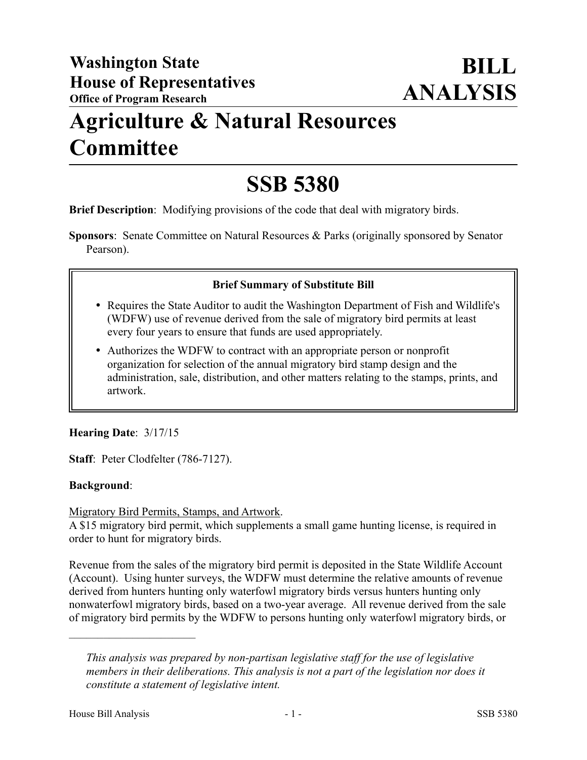**Washington State House of Representatives**
**Office of Program Research**

# BILL ANALYSIS

# Agriculture & Natural Resources Committee

# SSB 5380

**Brief Description**: Modifying provisions of the code that deal with migratory birds.

**Sponsors**: Senate Committee on Natural Resources & Parks (originally sponsored by Senator Pearson).

**Brief Summary of Substitute Bill**

- Requires the State Auditor to audit the Washington Department of Fish and Wildlife's (WDFW) use of revenue derived from the sale of migratory bird permits at least every four years to ensure that funds are used appropriately.
- Authorizes the WDFW to contract with an appropriate person or nonprofit organization for selection of the annual migratory bird stamp design and the administration, sale, distribution, and other matters relating to the stamps, prints, and artwork.

**Hearing Date**: 3/17/15

**Staff**: Peter Clodfelter (786-7127).

**Background**:

Migratory Bird Permits, Stamps, and Artwork.
A $15 migratory bird permit, which supplements a small game hunting license, is required in order to hunt for migratory birds.

Revenue from the sales of the migratory bird permit is deposited in the State Wildlife Account (Account). Using hunter surveys, the WDFW must determine the relative amounts of revenue derived from hunters hunting only waterfowl migratory birds versus hunters hunting only nonwaterfowl migratory birds, based on a two-year average. All revenue derived from the sale of migratory bird permits by the WDFW to persons hunting only waterfowl migratory birds, or

---

*This analysis was prepared by non-partisan legislative staff for the use of legislative members in their deliberations. This analysis is not a part of the legislation nor does it constitute a statement of legislative intent.*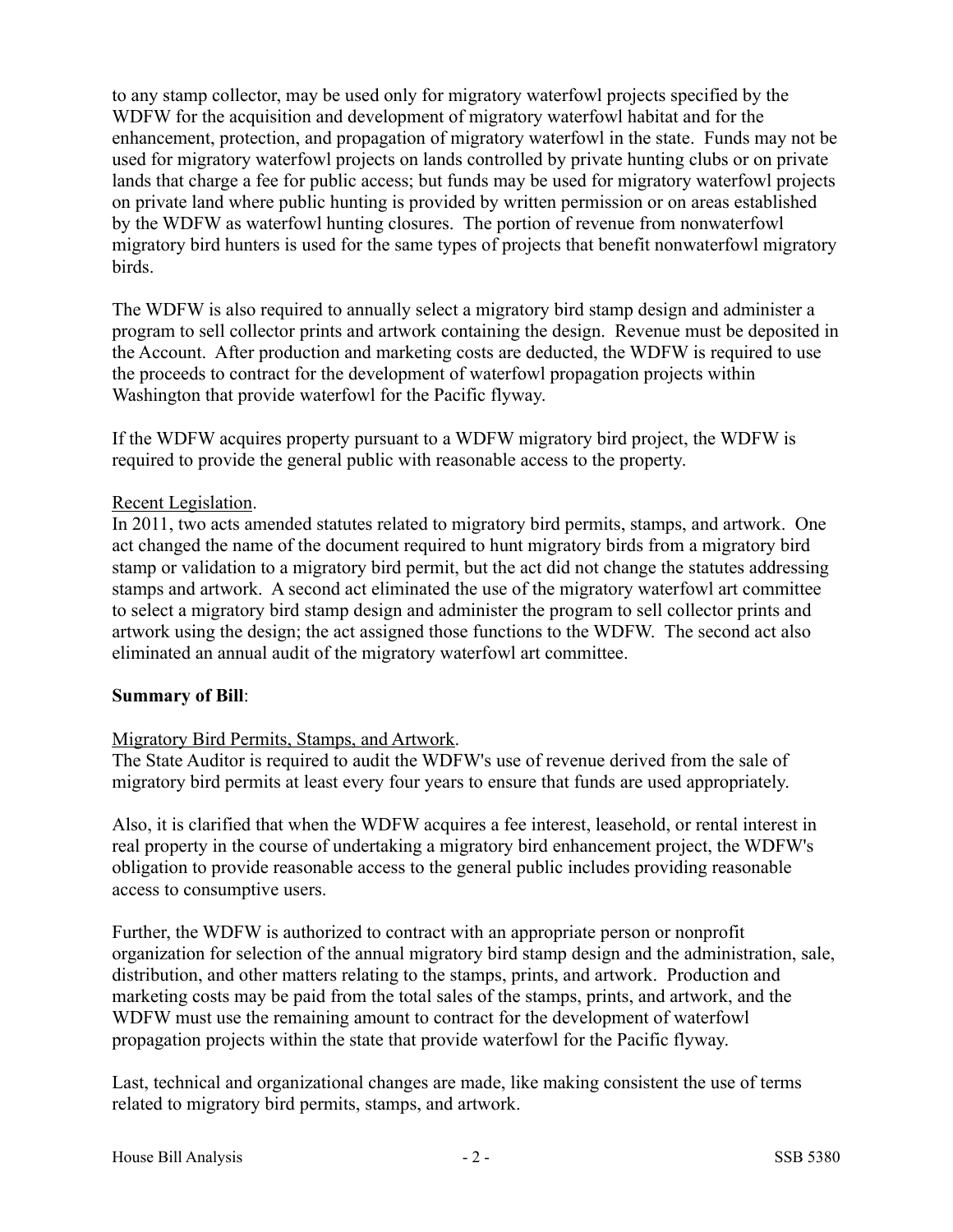to any stamp collector, may be used only for migratory waterfowl projects specified by the WDFW for the acquisition and development of migratory waterfowl habitat and for the enhancement, protection, and propagation of migratory waterfowl in the state. Funds may not be used for migratory waterfowl projects on lands controlled by private hunting clubs or on private lands that charge a fee for public access; but funds may be used for migratory waterfowl projects on private land where public hunting is provided by written permission or on areas established by the WDFW as waterfowl hunting closures. The portion of revenue from nonwaterfowl migratory bird hunters is used for the same types of projects that benefit nonwaterfowl migratory birds.

The WDFW is also required to annually select a migratory bird stamp design and administer a program to sell collector prints and artwork containing the design. Revenue must be deposited in the Account. After production and marketing costs are deducted, the WDFW is required to use the proceeds to contract for the development of waterfowl propagation projects within Washington that provide waterfowl for the Pacific flyway.

If the WDFW acquires property pursuant to a WDFW migratory bird project, the WDFW is required to provide the general public with reasonable access to the property.

Recent Legislation.

In 2011, two acts amended statutes related to migratory bird permits, stamps, and artwork. One act changed the name of the document required to hunt migratory birds from a migratory bird stamp or validation to a migratory bird permit, but the act did not change the statutes addressing stamps and artwork. A second act eliminated the use of the migratory waterfowl art committee to select a migratory bird stamp design and administer the program to sell collector prints and artwork using the design; the act assigned those functions to the WDFW. The second act also eliminated an annual audit of the migratory waterfowl art committee.

**Summary of Bill**:

Migratory Bird Permits, Stamps, and Artwork.

The State Auditor is required to audit the WDFW's use of revenue derived from the sale of migratory bird permits at least every four years to ensure that funds are used appropriately.

Also, it is clarified that when the WDFW acquires a fee interest, leasehold, or rental interest in real property in the course of undertaking a migratory bird enhancement project, the WDFW's obligation to provide reasonable access to the general public includes providing reasonable access to consumptive users.

Further, the WDFW is authorized to contract with an appropriate person or nonprofit organization for selection of the annual migratory bird stamp design and the administration, sale, distribution, and other matters relating to the stamps, prints, and artwork. Production and marketing costs may be paid from the total sales of the stamps, prints, and artwork, and the WDFW must use the remaining amount to contract for the development of waterfowl propagation projects within the state that provide waterfowl for the Pacific flyway.

Last, technical and organizational changes are made, like making consistent the use of terms related to migratory bird permits, stamps, and artwork.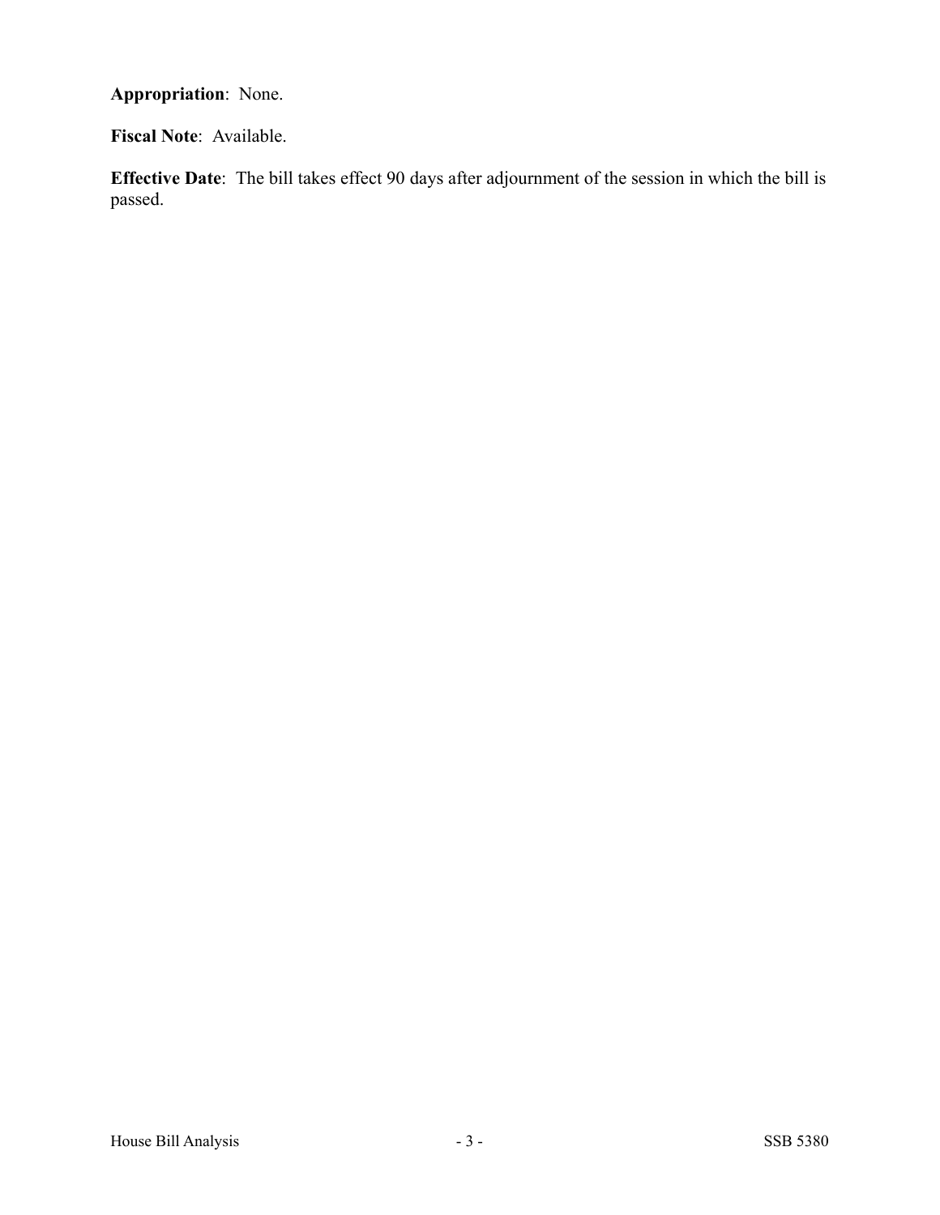**Appropriation**: None.

**Fiscal Note**: Available.

**Effective Date**: The bill takes effect 90 days after adjournment of the session in which the bill is passed.